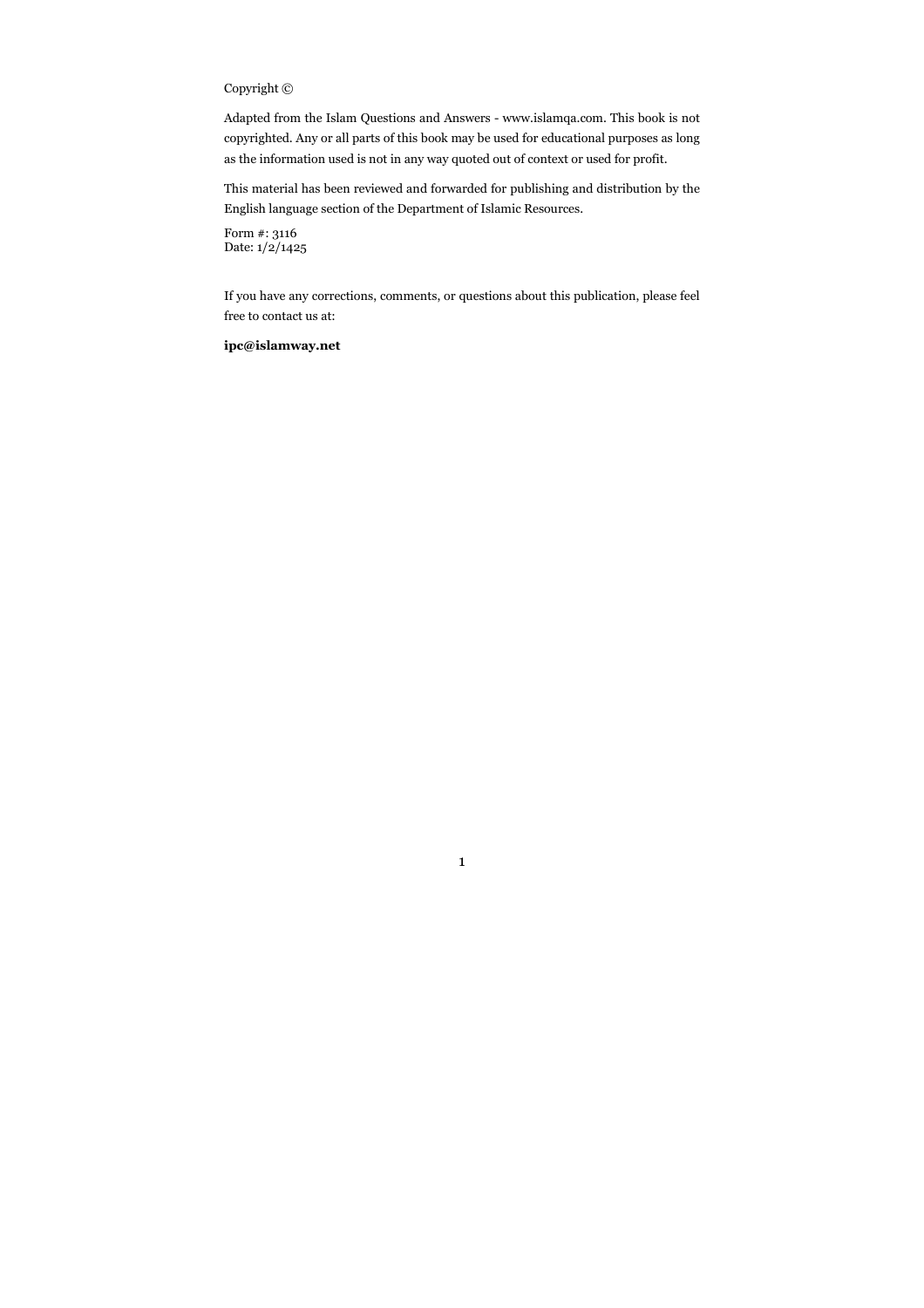Copyright ©

Adapted from the Islam Questions and Answers - www.islamqa.com. This book is not copyrighted. Any or all parts of this book may be used for educational purposes as long as the information used is not in any way quoted out of context or used for profit.

This material has been reviewed and forwarded for publishing and distribution by the English language section of the Department of Islamic Resources.

Form #: 3116
Date: 1/2/1425

If you have any corrections, comments, or questions about this publication, please feel free to contact us at:

**ipc@islamway.net**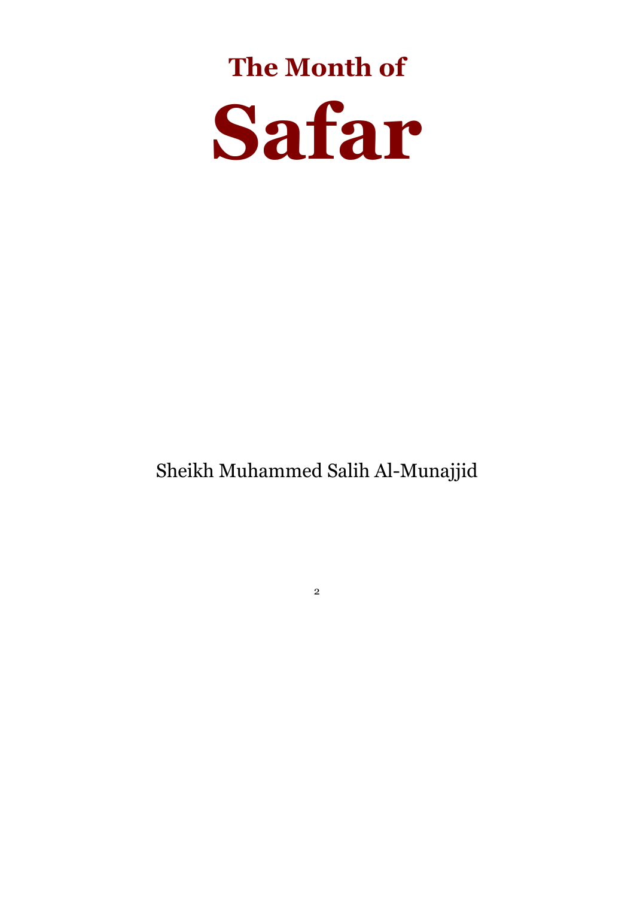# The Month of

# Safar

Sheikh Muhammed Salih Al-Munajjid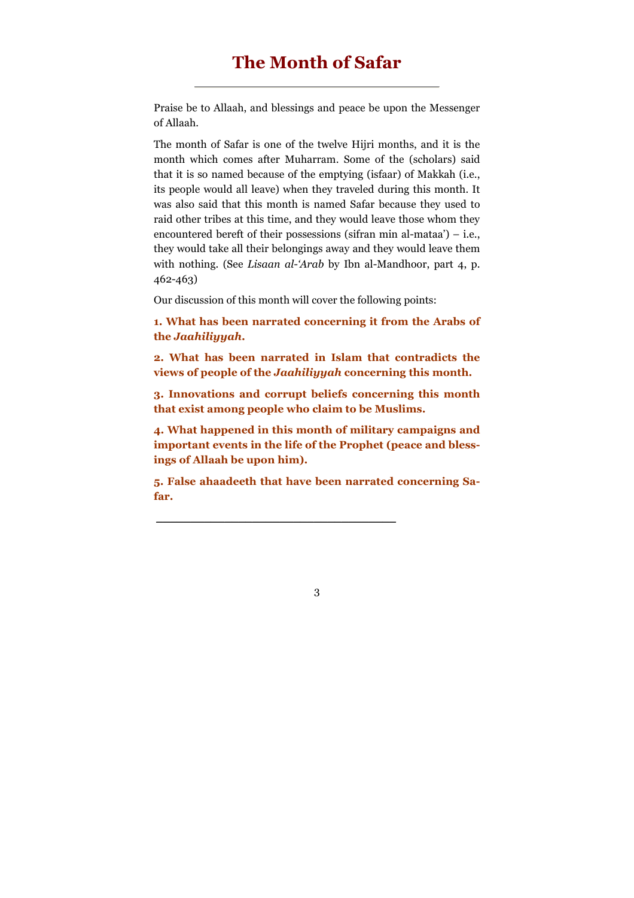# The Month of Safar

Praise be to Allaah, and blessings and peace be upon the Messenger of Allaah.

The month of Safar is one of the twelve Hijri months, and it is the month which comes after Muharram. Some of the (scholars) said that it is so named because of the emptying (isfaar) of Makkah (i.e., its people would all leave) when they traveled during this month. It was also said that this month is named Safar because they used to raid other tribes at this time, and they would leave those whom they encountered bereft of their possessions (sifran min al-mataa') – i.e., they would take all their belongings away and they would leave them with nothing. (See *Lisaan al-'Arab* by Ibn al-Mandhoor, part 4, p. 462-463)

Our discussion of this month will cover the following points:

**1. What has been narrated concerning it from the Arabs of the *Jaahiliyyah*.**

**2. What has been narrated in Islam that contradicts the views of people of the *Jaahiliyyah* concerning this month.**

**3. Innovations and corrupt beliefs concerning this month that exist among people who claim to be Muslims.**

**4. What happened in this month of military campaigns and important events in the life of the Prophet (peace and blessings of Allaah be upon him).**

**5. False ahaadeeth that have been narrated concerning Safar.**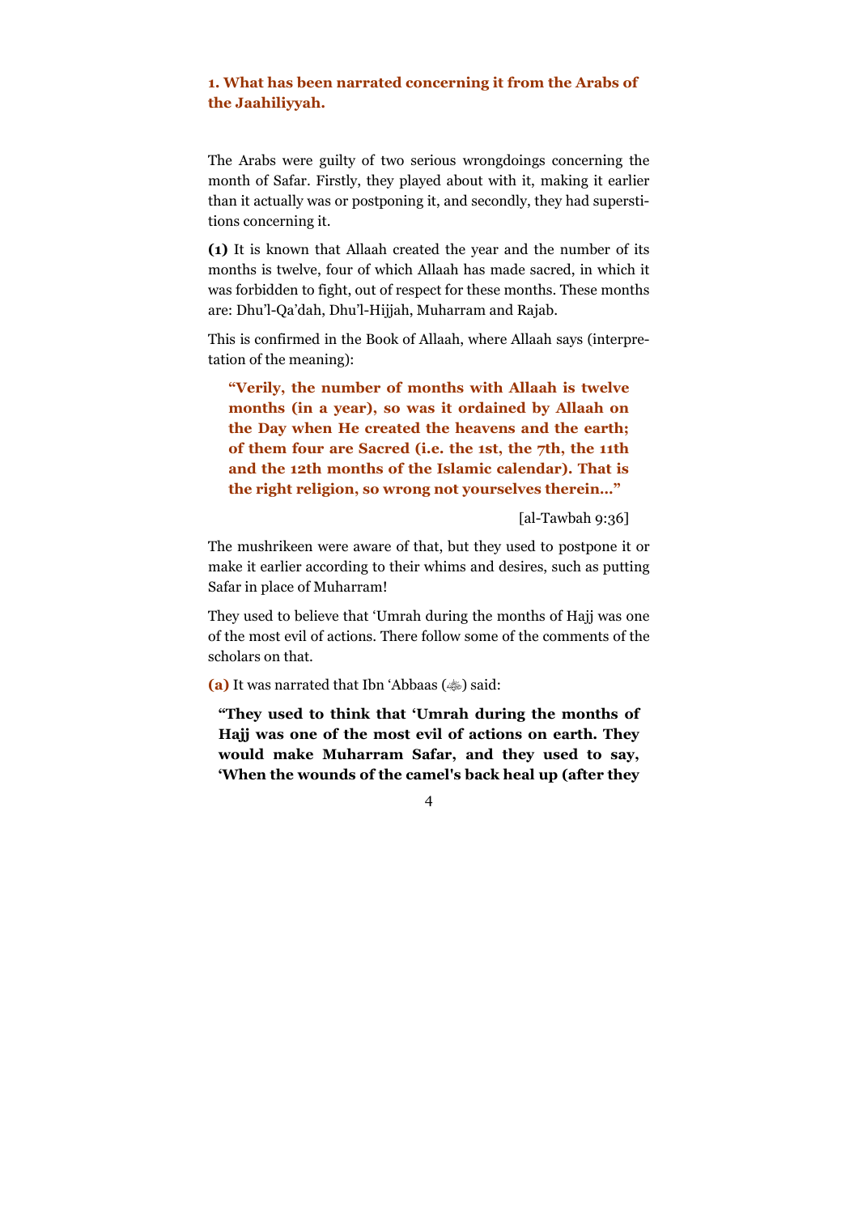### 1. What has been narrated concerning it from the Arabs of the Jaahiliyyah.

The Arabs were guilty of two serious wrongdoings concerning the month of Safar. Firstly, they played about with it, making it earlier than it actually was or postponing it, and secondly, they had superstitions concerning it.

**(1)** It is known that Allaah created the year and the number of its months is twelve, four of which Allaah has made sacred, in which it was forbidden to fight, out of respect for these months. These months are: Dhu'l-Qa'dah, Dhu'l-Hijjah, Muharram and Rajab.

This is confirmed in the Book of Allaah, where Allaah says (interpretation of the meaning):

> **"Verily, the number of months with Allaah is twelve months (in a year), so was it ordained by Allaah on the Day when He created the heavens and the earth; of them four are Sacred (i.e. the 1st, the 7th, the 11th and the 12th months of the Islamic calendar). That is the right religion, so wrong not yourselves therein…"**
>
> [al-Tawbah 9:36]

The mushrikeen were aware of that, but they used to postpone it or make it earlier according to their whims and desires, such as putting Safar in place of Muharram!

They used to believe that 'Umrah during the months of Hajj was one of the most evil of actions. There follow some of the comments of the scholars on that.

**(a)** It was narrated that Ibn 'Abbaas (ﷺ) said:

> **"They used to think that 'Umrah during the months of Hajj was one of the most evil of actions on earth. They would make Muharram Safar, and they used to say, 'When the wounds of the camel's back heal up (after they**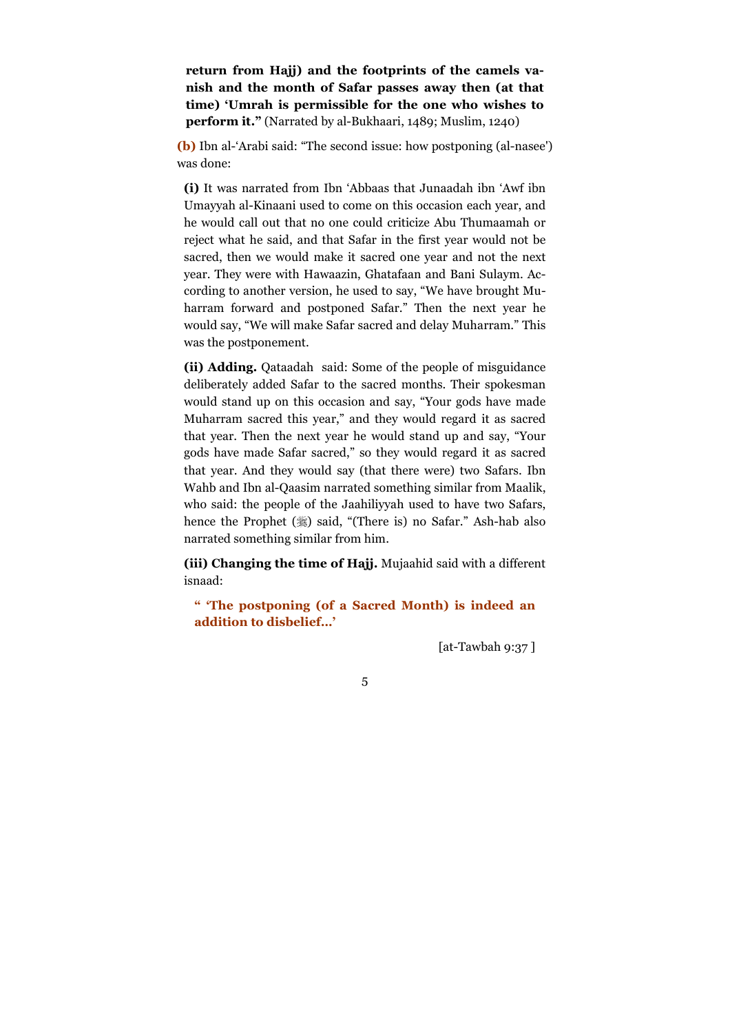**return from Hajj) and the footprints of the camels vanish and the month of Safar passes away then (at that time) 'Umrah is permissible for the one who wishes to perform it."** (Narrated by al-Bukhaari, 1489; Muslim, 1240)

**(b)** Ibn al-'Arabi said: "The second issue: how postponing (al-nasee') was done:

**(i)** It was narrated from Ibn 'Abbaas that Junaadah ibn 'Awf ibn Umayyah al-Kinaani used to come on this occasion each year, and he would call out that no one could criticize Abu Thumaamah or reject what he said, and that Safar in the first year would not be sacred, then we would make it sacred one year and not the next year. They were with Hawaazin, Ghatafaan and Bani Sulaym. According to another version, he used to say, "We have brought Muharram forward and postponed Safar." Then the next year he would say, "We will make Safar sacred and delay Muharram." This was the postponement.

**(ii) Adding.** Qataadah said: Some of the people of misguidance deliberately added Safar to the sacred months. Their spokesman would stand up on this occasion and say, "Your gods have made Muharram sacred this year," and they would regard it as sacred that year. Then the next year he would stand up and say, "Your gods have made Safar sacred," so they would regard it as sacred that year. And they would say (that there were) two Safars. Ibn Wahb and Ibn al-Qaasim narrated something similar from Maalik, who said: the people of the Jaahiliyyah used to have two Safars, hence the Prophet (ﷺ) said, "(There is) no Safar." Ash-hab also narrated something similar from him.

**(iii) Changing the time of Hajj.** Mujaahid said with a different isnaad:

> **" 'The postponing (of a Sacred Month) is indeed an addition to disbelief…'**
>
> [at-Tawbah 9:37 ]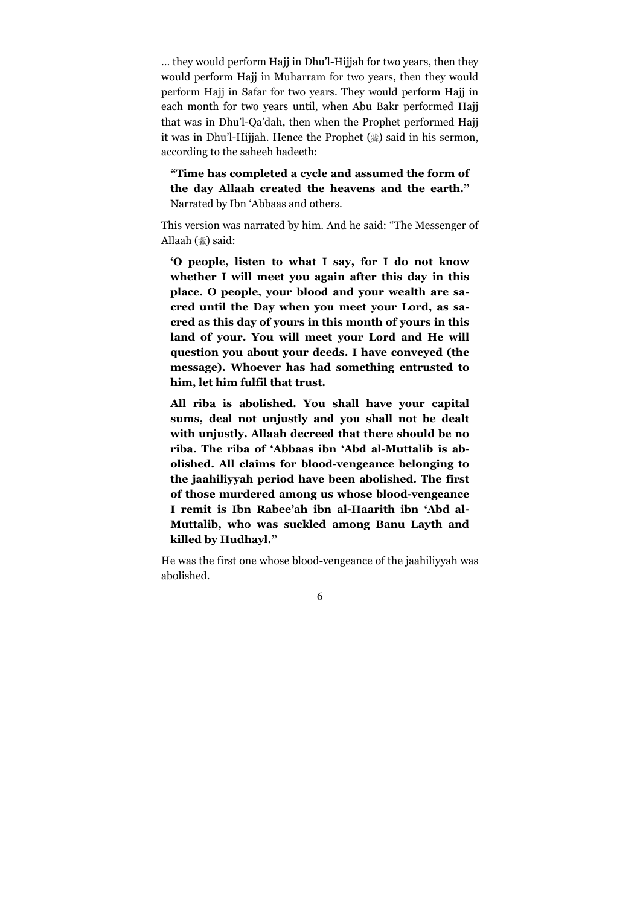… they would perform Hajj in Dhu'l-Hijjah for two years, then they would perform Hajj in Muharram for two years, then they would perform Hajj in Safar for two years. They would perform Hajj in each month for two years until, when Abu Bakr performed Hajj that was in Dhu'l-Qa'dah, then when the Prophet performed Hajj it was in Dhu'l-Hijjah. Hence the Prophet (ﷺ) said in his sermon, according to the saheeh hadeeth:

> **"Time has completed a cycle and assumed the form of the day Allaah created the heavens and the earth."** Narrated by Ibn 'Abbaas and others.

This version was narrated by him. And he said: "The Messenger of Allaah (ﷺ) said:

> **'O people, listen to what I say, for I do not know whether I will meet you again after this day in this place. O people, your blood and your wealth are sacred until the Day when you meet your Lord, as sacred as this day of yours in this month of yours in this land of your. You will meet your Lord and He will question you about your deeds. I have conveyed (the message). Whoever has had something entrusted to him, let him fulfil that trust.**
>
> **All riba is abolished. You shall have your capital sums, deal not unjustly and you shall not be dealt with unjustly. Allaah decreed that there should be no riba. The riba of 'Abbaas ibn 'Abd al-Muttalib is abolished. All claims for blood-vengeance belonging to the jaahiliyyah period have been abolished. The first of those murdered among us whose blood-vengeance I remit is Ibn Rabee'ah ibn al-Haarith ibn 'Abd al-Muttalib, who was suckled among Banu Layth and killed by Hudhayl."**

He was the first one whose blood-vengeance of the jaahiliyyah was abolished.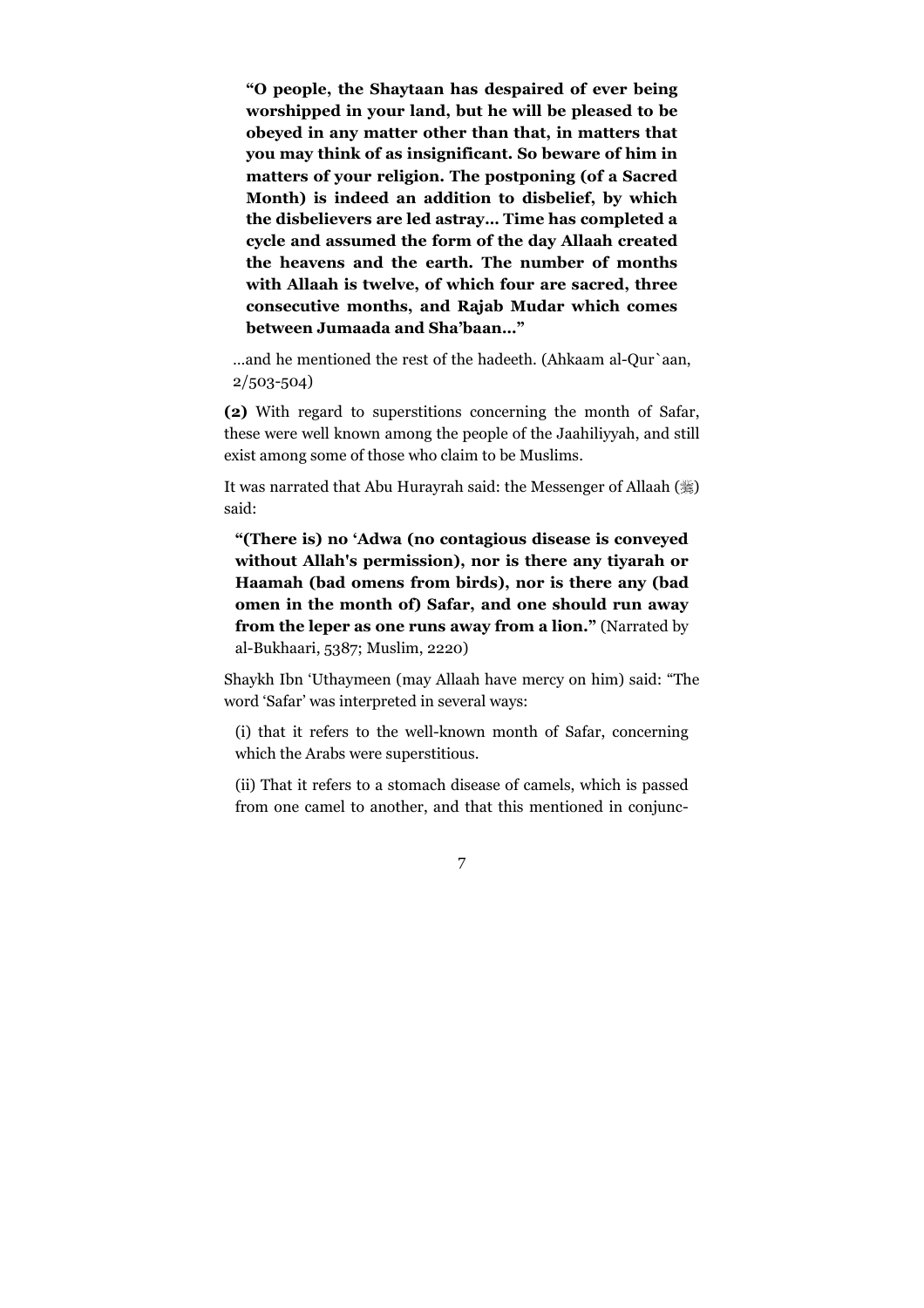> **"O people, the Shaytaan has despaired of ever being worshipped in your land, but he will be pleased to be obeyed in any matter other than that, in matters that you may think of as insignificant. So beware of him in matters of your religion. The postponing (of a Sacred Month) is indeed an addition to disbelief, by which the disbelievers are led astray… Time has completed a cycle and assumed the form of the day Allaah created the heavens and the earth. The number of months with Allaah is twelve, of which four are sacred, three consecutive months, and Rajab Mudar which comes between Jumaada and Sha'baan…"**

…and he mentioned the rest of the hadeeth. (Ahkaam al-Qur`aan, 2/503-504)

**(2)** With regard to superstitions concerning the month of Safar, these were well known among the people of the Jaahiliyyah, and still exist among some of those who claim to be Muslims.

It was narrated that Abu Hurayrah said: the Messenger of Allaah (ﷺ) said:

> **"(There is) no 'Adwa (no contagious disease is conveyed without Allah's permission), nor is there any tiyarah or Haamah (bad omens from birds), nor is there any (bad omen in the month of) Safar, and one should run away from the leper as one runs away from a lion."** (Narrated by al-Bukhaari, 5387; Muslim, 2220)

Shaykh Ibn 'Uthaymeen (may Allaah have mercy on him) said: "The word 'Safar' was interpreted in several ways:

(i) that it refers to the well-known month of Safar, concerning which the Arabs were superstitious.

(ii) That it refers to a stomach disease of camels, which is passed from one camel to another, and that this mentioned in conjunc-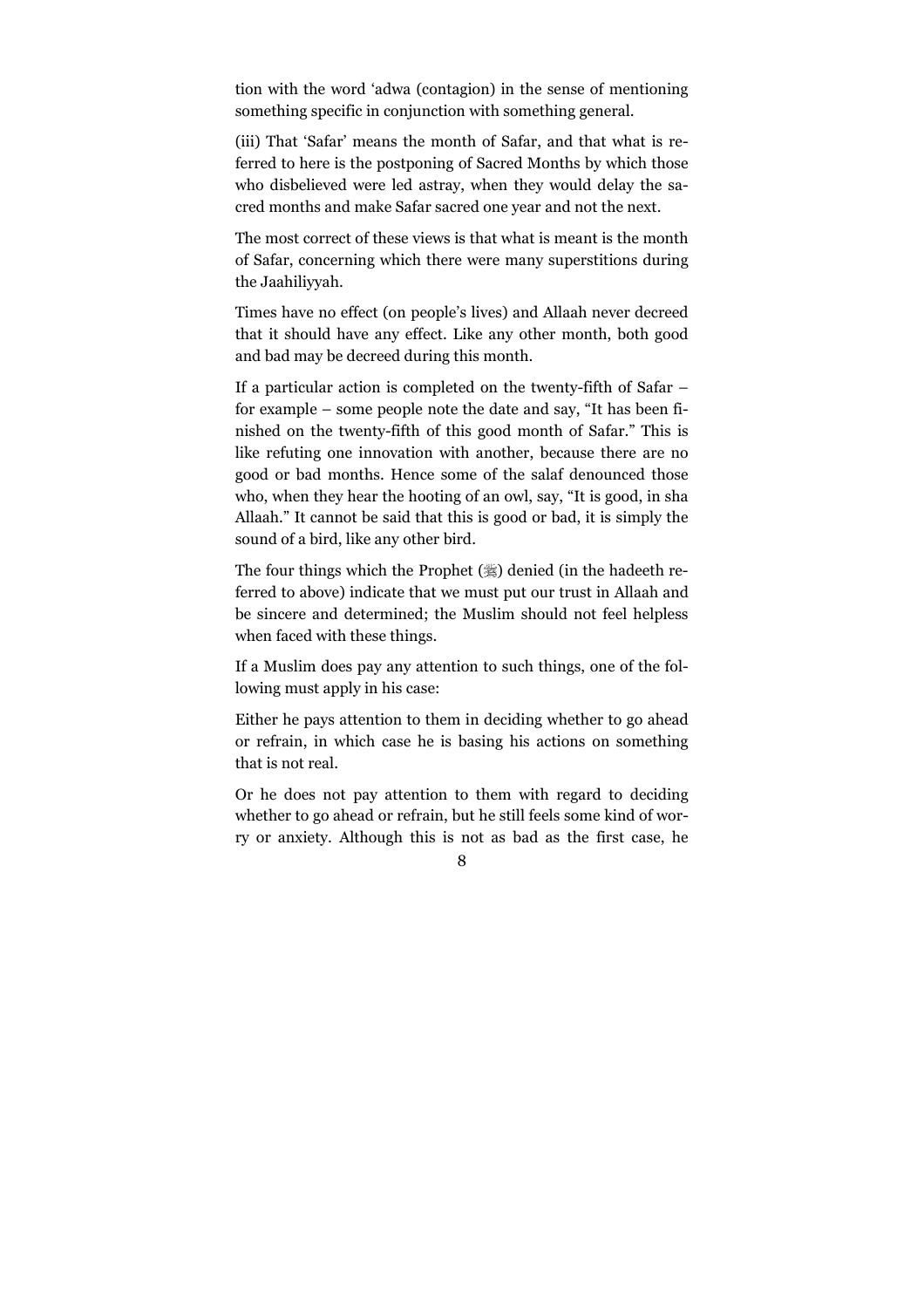tion with the word 'adwa (contagion) in the sense of mentioning something specific in conjunction with something general.

(iii) That 'Safar' means the month of Safar, and that what is referred to here is the postponing of Sacred Months by which those who disbelieved were led astray, when they would delay the sacred months and make Safar sacred one year and not the next.

The most correct of these views is that what is meant is the month of Safar, concerning which there were many superstitions during the Jaahiliyyah.

Times have no effect (on people's lives) and Allaah never decreed that it should have any effect. Like any other month, both good and bad may be decreed during this month.

If a particular action is completed on the twenty-fifth of Safar – for example – some people note the date and say, "It has been finished on the twenty-fifth of this good month of Safar." This is like refuting one innovation with another, because there are no good or bad months. Hence some of the salaf denounced those who, when they hear the hooting of an owl, say, "It is good, in sha Allaah." It cannot be said that this is good or bad, it is simply the sound of a bird, like any other bird.

The four things which the Prophet (ﷺ) denied (in the hadeeth referred to above) indicate that we must put our trust in Allaah and be sincere and determined; the Muslim should not feel helpless when faced with these things.

If a Muslim does pay any attention to such things, one of the following must apply in his case:

Either he pays attention to them in deciding whether to go ahead or refrain, in which case he is basing his actions on something that is not real.

Or he does not pay attention to them with regard to deciding whether to go ahead or refrain, but he still feels some kind of worry or anxiety. Although this is not as bad as the first case, he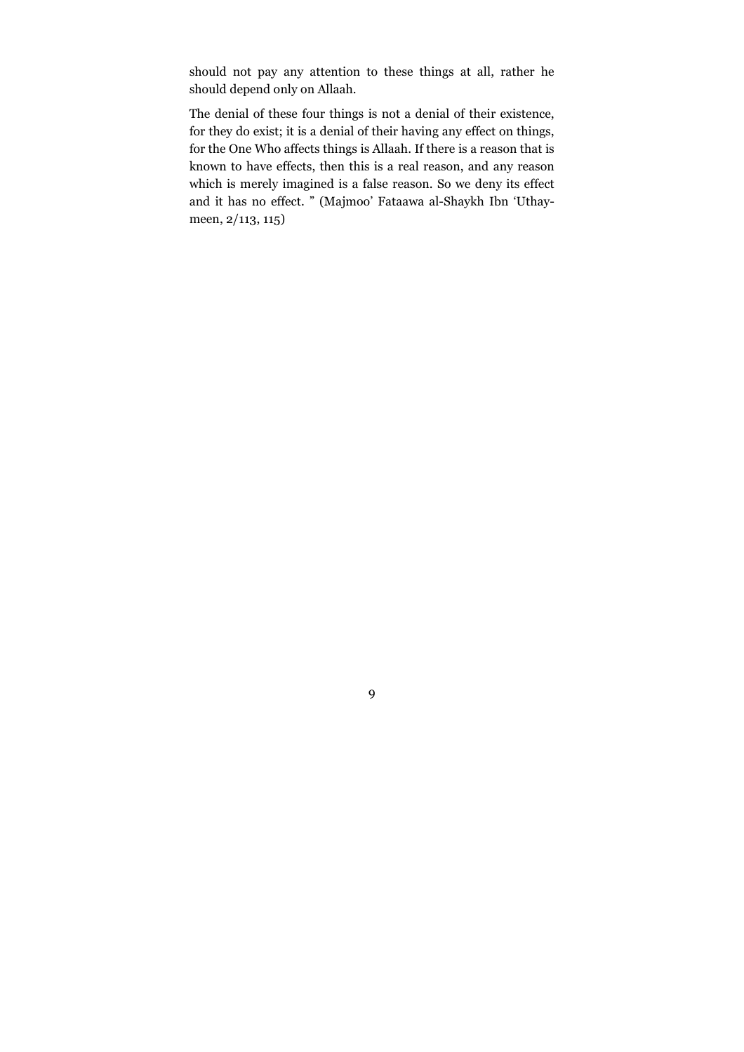should not pay any attention to these things at all, rather he should depend only on Allaah.

The denial of these four things is not a denial of their existence, for they do exist; it is a denial of their having any effect on things, for the One Who affects things is Allaah. If there is a reason that is known to have effects, then this is a real reason, and any reason which is merely imagined is a false reason. So we deny its effect and it has no effect. " (Majmoo' Fataawa al-Shaykh Ibn 'Uthaymeen, 2/113, 115)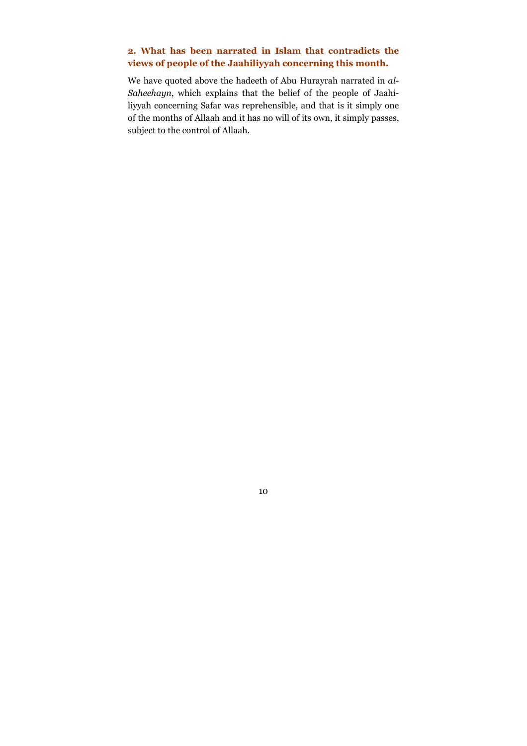### 2. What has been narrated in Islam that contradicts the views of people of the Jaahiliyyah concerning this month.

We have quoted above the hadeeth of Abu Hurayrah narrated in *al-Saheehayn*, which explains that the belief of the people of Jaahiliyyah concerning Safar was reprehensible, and that is it simply one of the months of Allaah and it has no will of its own, it simply passes, subject to the control of Allaah.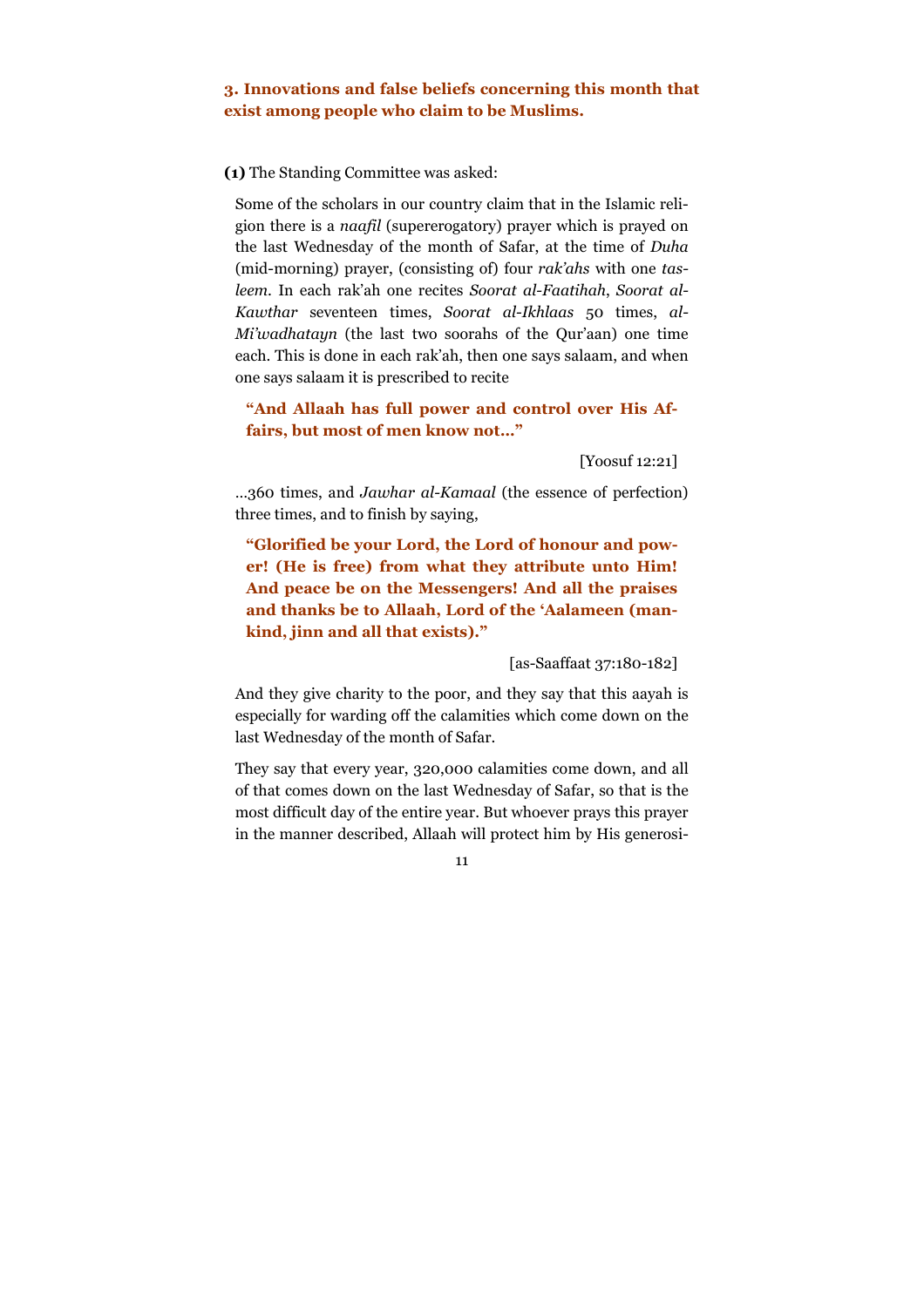### 3. Innovations and false beliefs concerning this month that exist among people who claim to be Muslims.

**(1)** The Standing Committee was asked:

> Some of the scholars in our country claim that in the Islamic religion there is a *naafil* (supererogatory) prayer which is prayed on the last Wednesday of the month of Safar, at the time of *Duha* (mid-morning) prayer, (consisting of) four *rak'ahs* with one *tasleem*. In each rak'ah one recites *Soorat al-Faatihah*, *Soorat al-Kawthar* seventeen times, *Soorat al-Ikhlaas* 50 times, *al-Mi'wadhatayn* (the last two soorahs of the Qur'aan) one time each. This is done in each rak'ah, then one says salaam, and when one says salaam it is prescribed to recite
>
> **"And Allaah has full power and control over His Affairs, but most of men know not…"**
>
> [Yoosuf 12:21]
>
> …360 times, and *Jawhar al-Kamaal* (the essence of perfection) three times, and to finish by saying,
>
> **"Glorified be your Lord, the Lord of honour and power! (He is free) from what they attribute unto Him! And peace be on the Messengers! And all the praises and thanks be to Allaah, Lord of the 'Aalameen (mankind, jinn and all that exists)."**
>
> [as-Saaffaat 37:180-182]
>
> And they give charity to the poor, and they say that this aayah is especially for warding off the calamities which come down on the last Wednesday of the month of Safar.
>
> They say that every year, 320,000 calamities come down, and all of that comes down on the last Wednesday of Safar, so that is the most difficult day of the entire year. But whoever prays this prayer in the manner described, Allaah will protect him by His generosi-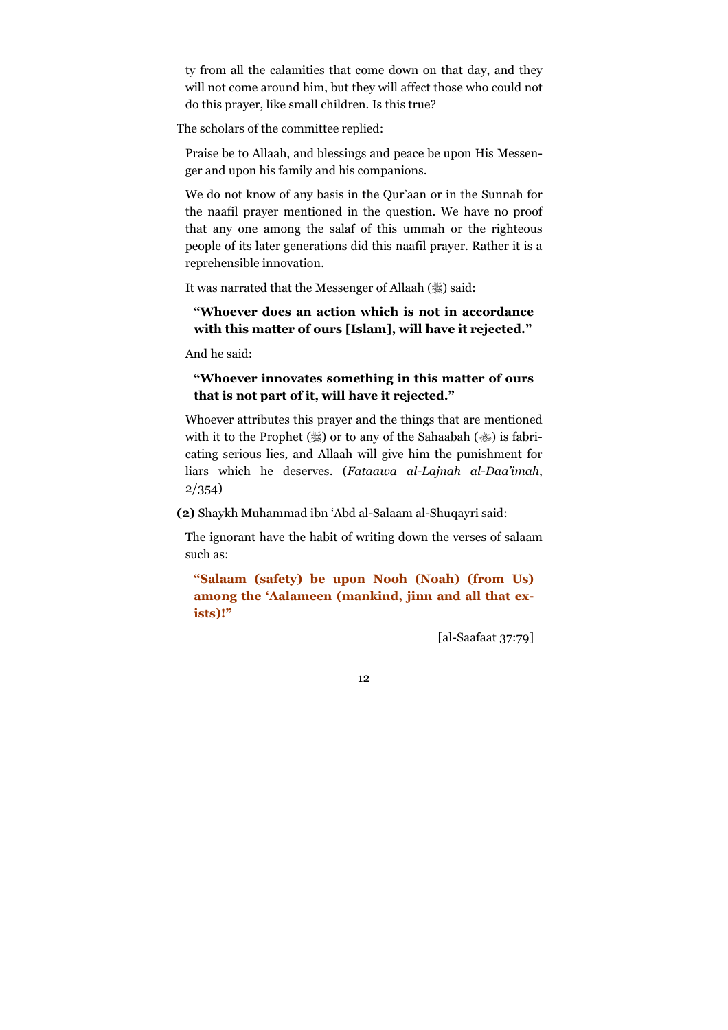ty from all the calamities that come down on that day, and they will not come around him, but they will affect those who could not do this prayer, like small children. Is this true?

The scholars of the committee replied:

> Praise be to Allaah, and blessings and peace be upon His Messenger and upon his family and his companions.
>
> We do not know of any basis in the Qur'aan or in the Sunnah for the naafil prayer mentioned in the question. We have no proof that any one among the salaf of this ummah or the righteous people of its later generations did this naafil prayer. Rather it is a reprehensible innovation.
>
> It was narrated that the Messenger of Allaah (ﷺ) said:
>
> > **"Whoever does an action which is not in accordance with this matter of ours [Islam], will have it rejected."**
>
> And he said:
>
> > **"Whoever innovates something in this matter of ours that is not part of it, will have it rejected."**
>
> Whoever attributes this prayer and the things that are mentioned with it to the Prophet (ﷺ) or to any of the Sahaabah (ﷺ) is fabricating serious lies, and Allaah will give him the punishment for liars which he deserves. (*Fataawa al-Lajnah al-Daa'imah*, 2/354)

**(2)** Shaykh Muhammad ibn 'Abd al-Salaam al-Shuqayri said:

> The ignorant have the habit of writing down the verses of salaam such as:
>
> > **"Salaam (safety) be upon Nooh (Noah) (from Us) among the 'Aalameen (mankind, jinn and all that exists)!"**
> >
> > [al-Saafaat 37:79]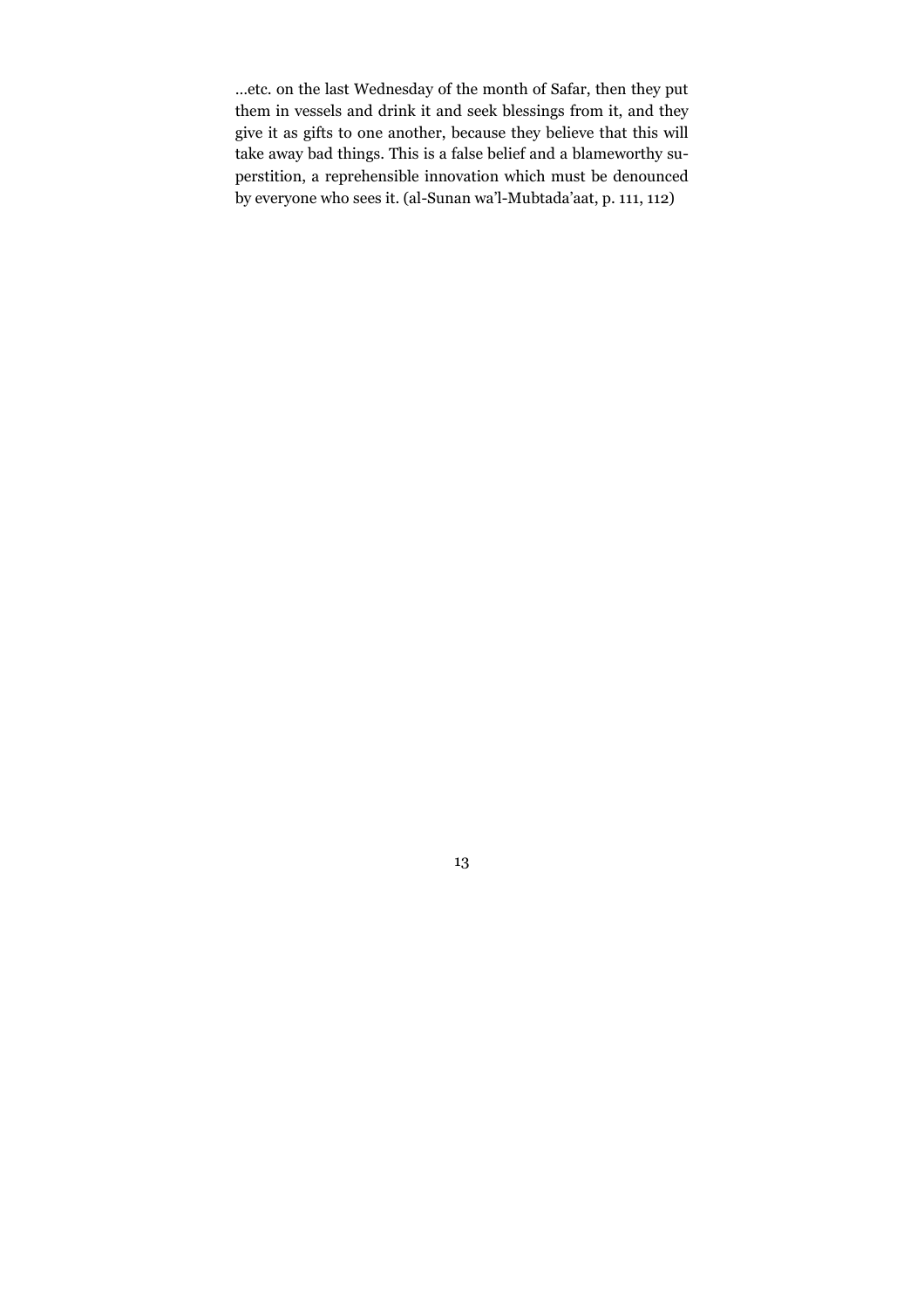…etc. on the last Wednesday of the month of Safar, then they put them in vessels and drink it and seek blessings from it, and they give it as gifts to one another, because they believe that this will take away bad things. This is a false belief and a blameworthy superstition, a reprehensible innovation which must be denounced by everyone who sees it. (al-Sunan wa'l-Mubtada'aat, p. 111, 112)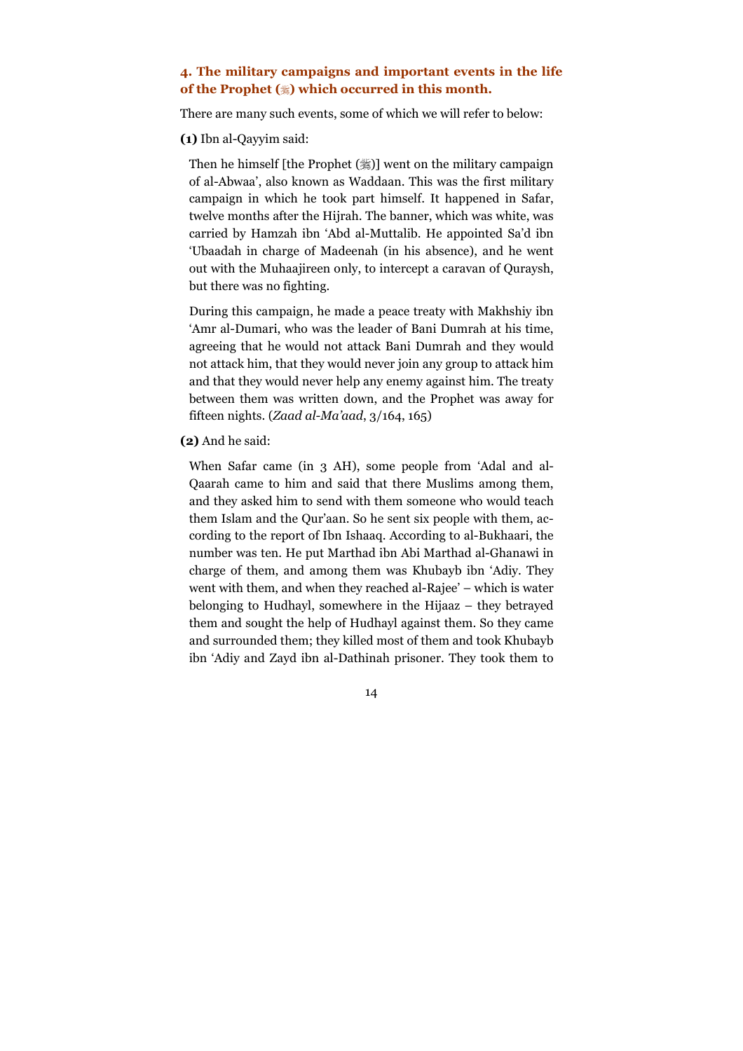### 4. The military campaigns and important events in the life of the Prophet (ﷺ) which occurred in this month.

There are many such events, some of which we will refer to below:

**(1)** Ibn al-Qayyim said:

> Then he himself [the Prophet (ﷺ)] went on the military campaign of al-Abwaa', also known as Waddaan. This was the first military campaign in which he took part himself. It happened in Safar, twelve months after the Hijrah. The banner, which was white, was carried by Hamzah ibn 'Abd al-Muttalib. He appointed Sa'd ibn 'Ubaadah in charge of Madeenah (in his absence), and he went out with the Muhaajireen only, to intercept a caravan of Quraysh, but there was no fighting.
>
> During this campaign, he made a peace treaty with Makhshiy ibn 'Amr al-Dumari, who was the leader of Bani Dumrah at his time, agreeing that he would not attack Bani Dumrah and they would not attack him, that they would never join any group to attack him and that they would never help any enemy against him. The treaty between them was written down, and the Prophet was away for fifteen nights. (*Zaad al-Ma'aad*, 3/164, 165)

**(2)** And he said:

> When Safar came (in 3 AH), some people from 'Adal and al-Qaarah came to him and said that there Muslims among them, and they asked him to send with them someone who would teach them Islam and the Qur'aan. So he sent six people with them, according to the report of Ibn Ishaaq. According to al-Bukhaari, the number was ten. He put Marthad ibn Abi Marthad al-Ghanawi in charge of them, and among them was Khubayb ibn 'Adiy. They went with them, and when they reached al-Rajee' – which is water belonging to Hudhayl, somewhere in the Hijaaz – they betrayed them and sought the help of Hudhayl against them. So they came and surrounded them; they killed most of them and took Khubayb ibn 'Adiy and Zayd ibn al-Dathinah prisoner. They took them to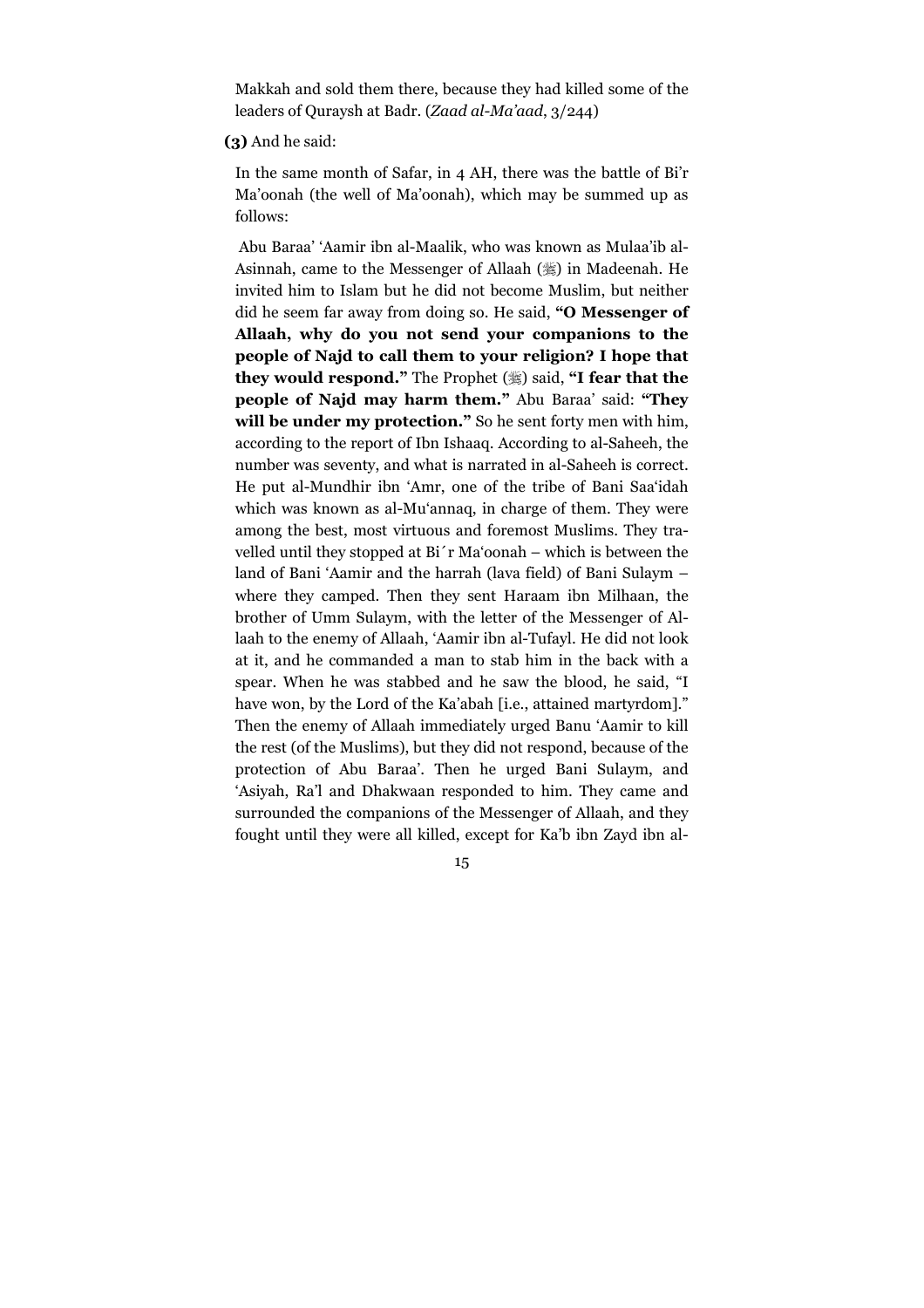Makkah and sold them there, because they had killed some of the leaders of Quraysh at Badr. (*Zaad al-Ma'aad*, 3/244)

**(3)** And he said:

In the same month of Safar, in 4 AH, there was the battle of Bi'r Ma'oonah (the well of Ma'oonah), which may be summed up as follows:

Abu Baraa' 'Aamir ibn al-Maalik, who was known as Mulaa'ib al-Asinnah, came to the Messenger of Allaah (ﷺ) in Madeenah. He invited him to Islam but he did not become Muslim, but neither did he seem far away from doing so. He said, **"O Messenger of Allaah, why do you not send your companions to the people of Najd to call them to your religion? I hope that they would respond."** The Prophet (ﷺ) said, **"I fear that the people of Najd may harm them."** Abu Baraa' said: **"They will be under my protection."** So he sent forty men with him, according to the report of Ibn Ishaaq. According to al-Saheeh, the number was seventy, and what is narrated in al-Saheeh is correct. He put al-Mundhir ibn 'Amr, one of the tribe of Bani Saa'idah which was known as al-Mu'annaq, in charge of them. They were among the best, most virtuous and foremost Muslims. They travelled until they stopped at Bi´r Ma'oonah – which is between the land of Bani 'Aamir and the harrah (lava field) of Bani Sulaym – where they camped. Then they sent Haraam ibn Milhaan, the brother of Umm Sulaym, with the letter of the Messenger of Allaah to the enemy of Allaah, 'Aamir ibn al-Tufayl. He did not look at it, and he commanded a man to stab him in the back with a spear. When he was stabbed and he saw the blood, he said, "I have won, by the Lord of the Ka'abah [i.e., attained martyrdom]." Then the enemy of Allaah immediately urged Banu 'Aamir to kill the rest (of the Muslims), but they did not respond, because of the protection of Abu Baraa'. Then he urged Bani Sulaym, and 'Asiyah, Ra'l and Dhakwaan responded to him. They came and surrounded the companions of the Messenger of Allaah, and they fought until they were all killed, except for Ka'b ibn Zayd ibn al-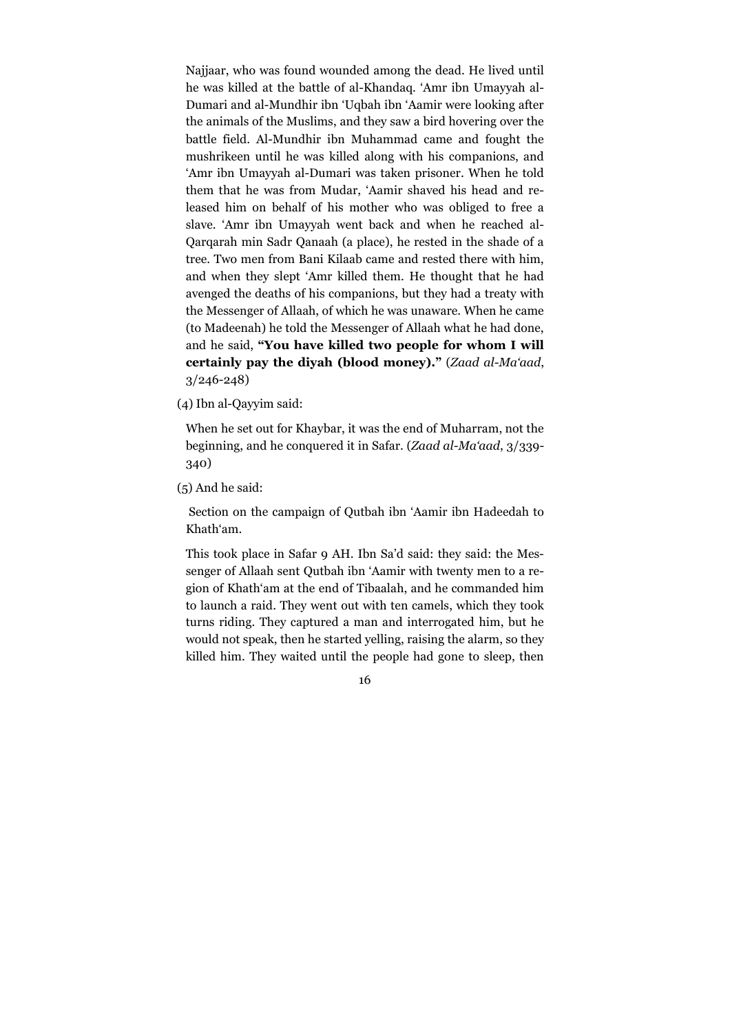Najjaar, who was found wounded among the dead. He lived until he was killed at the battle of al-Khandaq. ‘Amr ibn Umayyah al-Dumari and al-Mundhir ibn ‘Uqbah ibn ‘Aamir were looking after the animals of the Muslims, and they saw a bird hovering over the battle field. Al-Mundhir ibn Muhammad came and fought the mushrikeen until he was killed along with his companions, and ‘Amr ibn Umayyah al-Dumari was taken prisoner. When he told them that he was from Mudar, ‘Aamir shaved his head and released him on behalf of his mother who was obliged to free a slave. ‘Amr ibn Umayyah went back and when he reached al-Qarqarah min Sadr Qanaah (a place), he rested in the shade of a tree. Two men from Bani Kilaab came and rested there with him, and when they slept ‘Amr killed them. He thought that he had avenged the deaths of his companions, but they had a treaty with the Messenger of Allaah, of which he was unaware. When he came (to Madeenah) he told the Messenger of Allaah what he had done, and he said, **“You have killed two people for whom I will certainly pay the diyah (blood money).”** (*Zaad al-Ma‘aad*, 3/246-248)

(4) Ibn al-Qayyim said:

When he set out for Khaybar, it was the end of Muharram, not the beginning, and he conquered it in Safar. (*Zaad al-Ma‘aad*, 3/339-340)

(5) And he said:

Section on the campaign of Qutbah ibn ‘Aamir ibn Hadeedah to Khath‘am.

This took place in Safar 9 AH. Ibn Sa’d said: they said: the Messenger of Allaah sent Qutbah ibn ‘Aamir with twenty men to a region of Khath‘am at the end of Tibaalah, and he commanded him to launch a raid. They went out with ten camels, which they took turns riding. They captured a man and interrogated him, but he would not speak, then he started yelling, raising the alarm, so they killed him. They waited until the people had gone to sleep, then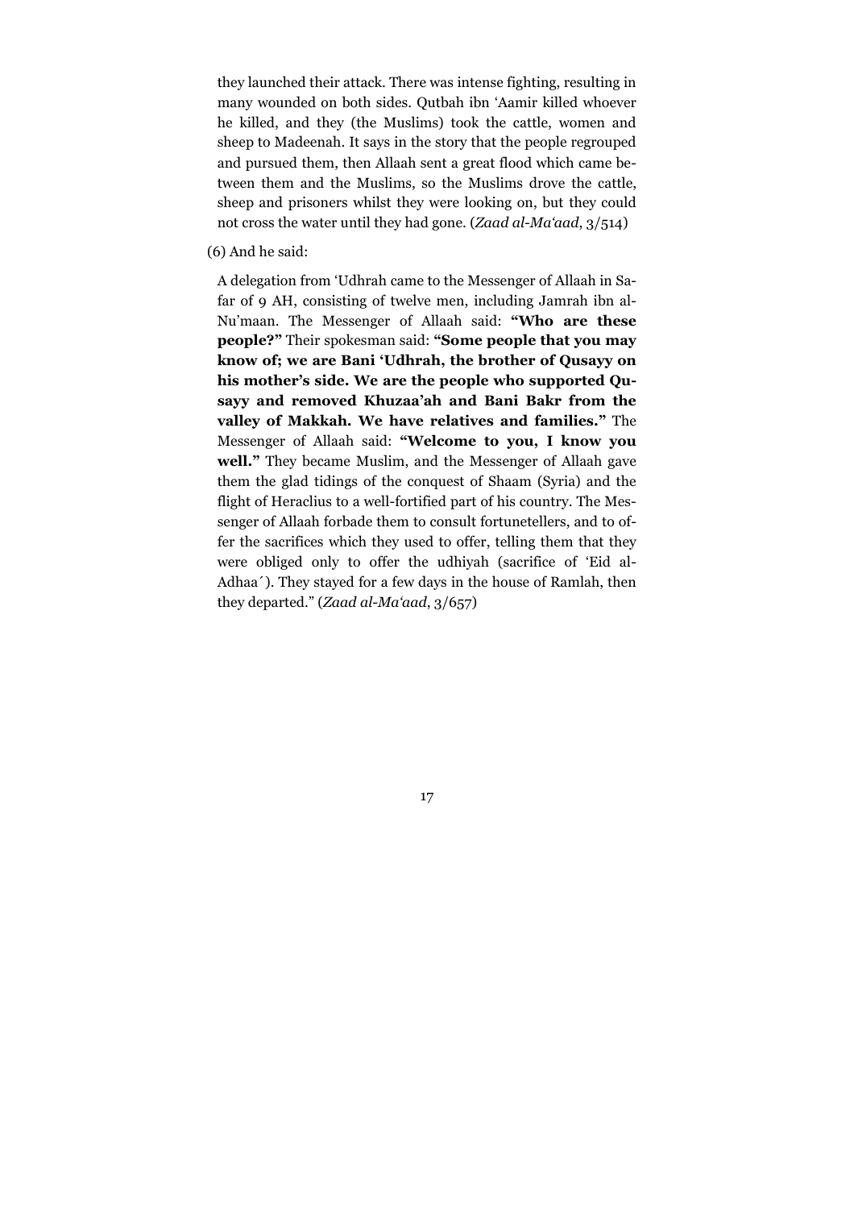they launched their attack. There was intense fighting, resulting in many wounded on both sides. Qutbah ibn 'Aamir killed whoever he killed, and they (the Muslims) took the cattle, women and sheep to Madeenah. It says in the story that the people regrouped and pursued them, then Allaah sent a great flood which came between them and the Muslims, so the Muslims drove the cattle, sheep and prisoners whilst they were looking on, but they could not cross the water until they had gone. (*Zaad al-Ma'aad*, 3/514)

(6) And he said:

A delegation from 'Udhrah came to the Messenger of Allaah in Safar of 9 AH, consisting of twelve men, including Jamrah ibn al-Nu'maan. The Messenger of Allaah said: **"Who are these people?"** Their spokesman said: **"Some people that you may know of; we are Bani 'Udhrah, the brother of Qusayy on his mother's side. We are the people who supported Qusayy and removed Khuzaa'ah and Bani Bakr from the valley of Makkah. We have relatives and families."** The Messenger of Allaah said: **"Welcome to you, I know you well."** They became Muslim, and the Messenger of Allaah gave them the glad tidings of the conquest of Shaam (Syria) and the flight of Heraclius to a well-fortified part of his country. The Messenger of Allaah forbade them to consult fortunetellers, and to offer the sacrifices which they used to offer, telling them that they were obliged only to offer the udhiyah (sacrifice of 'Eid al-Adhaa´). They stayed for a few days in the house of Ramlah, then they departed." (*Zaad al-Ma'aad*, 3/657)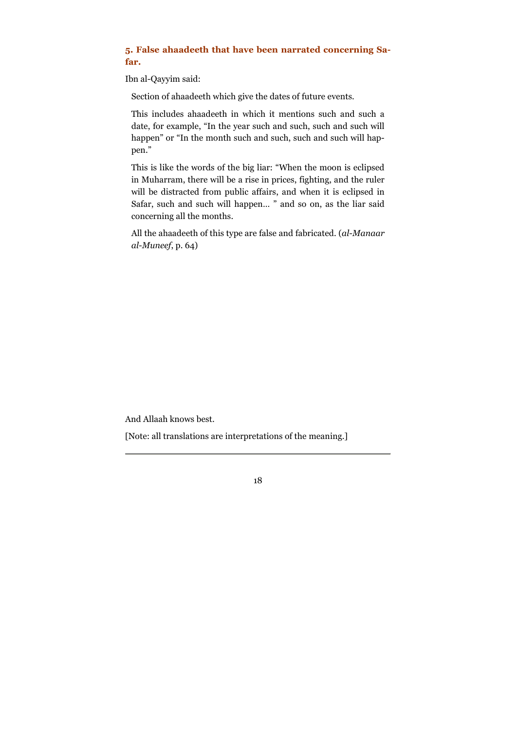### 5. False ahaadeeth that have been narrated concerning Safar.

Ibn al-Qayyim said:

> Section of ahaadeeth which give the dates of future events.
>
> This includes ahaadeeth in which it mentions such and such a date, for example, "In the year such and such, such and such will happen" or "In the month such and such, such and such will happen."
>
> This is like the words of the big liar: "When the moon is eclipsed in Muharram, there will be a rise in prices, fighting, and the ruler will be distracted from public affairs, and when it is eclipsed in Safar, such and such will happen… " and so on, as the liar said concerning all the months.
>
> All the ahaadeeth of this type are false and fabricated. (*al-Manaar al-Muneef*, p. 64)

And Allaah knows best.

[Note: all translations are interpretations of the meaning.]